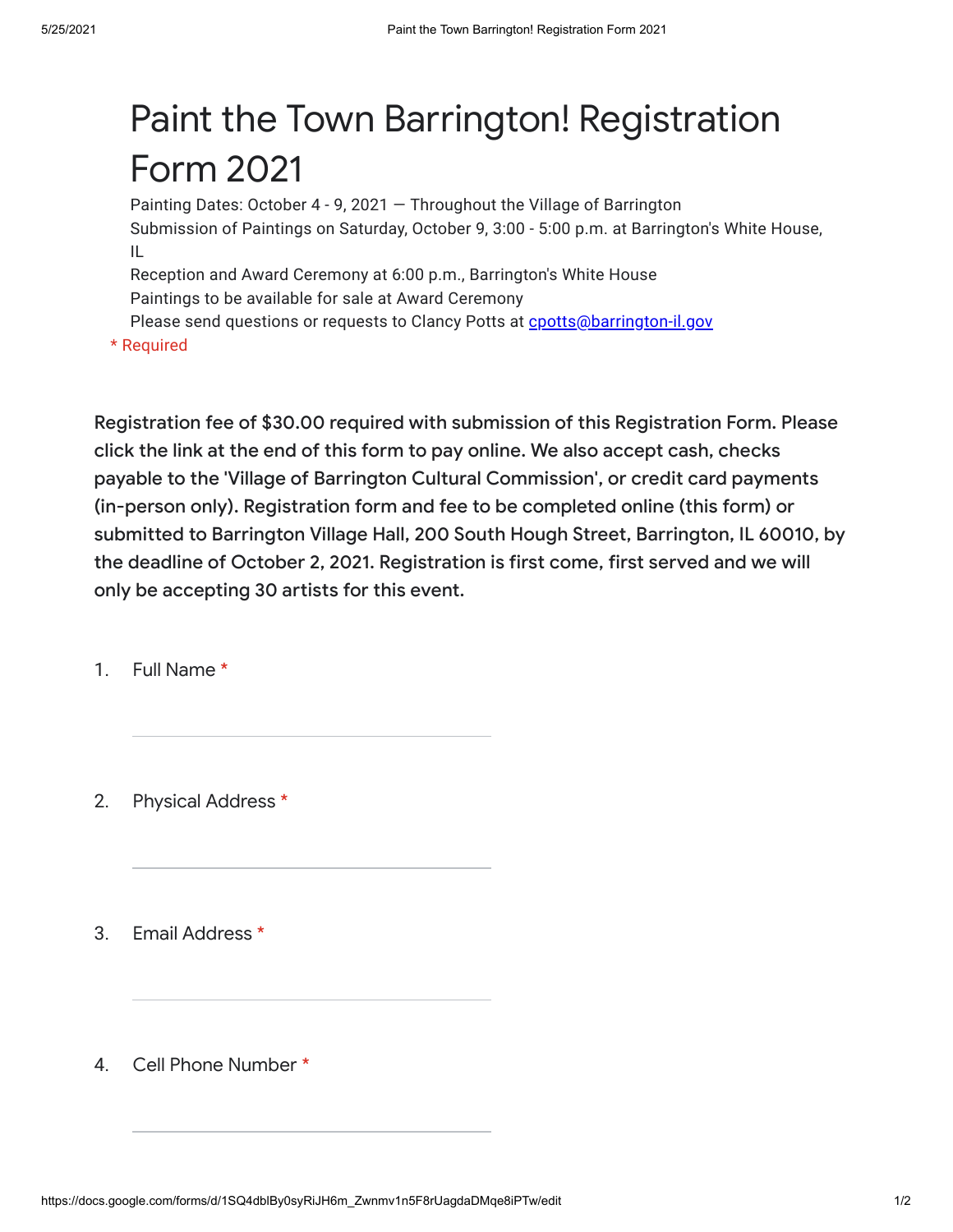# Paint the Town Barrington! Registration Form 2021

Painting Dates: October 4 - 9, 2021 — Throughout the Village of Barrington
Submission of Paintings on Saturday, October 9, 3:00 - 5:00 p.m. at Barrington's White House, IL
Reception and Award Ceremony at 6:00 p.m., Barrington's White House
Paintings to be available for sale at Award Ceremony
Please send questions or requests to Clancy Potts at cpotts@barrington-il.gov

* Required

**Registration fee of $30.00 required with submission of this Registration Form. Please click the link at the end of this form to pay online. We also accept cash, checks payable to the 'Village of Barrington Cultural Commission', or credit card payments (in-person only). Registration form and fee to be completed online (this form) or submitted to Barrington Village Hall, 200 South Hough Street, Barrington, IL 60010, by the deadline of October 2, 2021. Registration is first come, first served and we will only be accepting 30 artists for this event.**

1. Full Name *

___________________________

2. Physical Address *

___________________________

3. Email Address *

___________________________

4. Cell Phone Number *

___________________________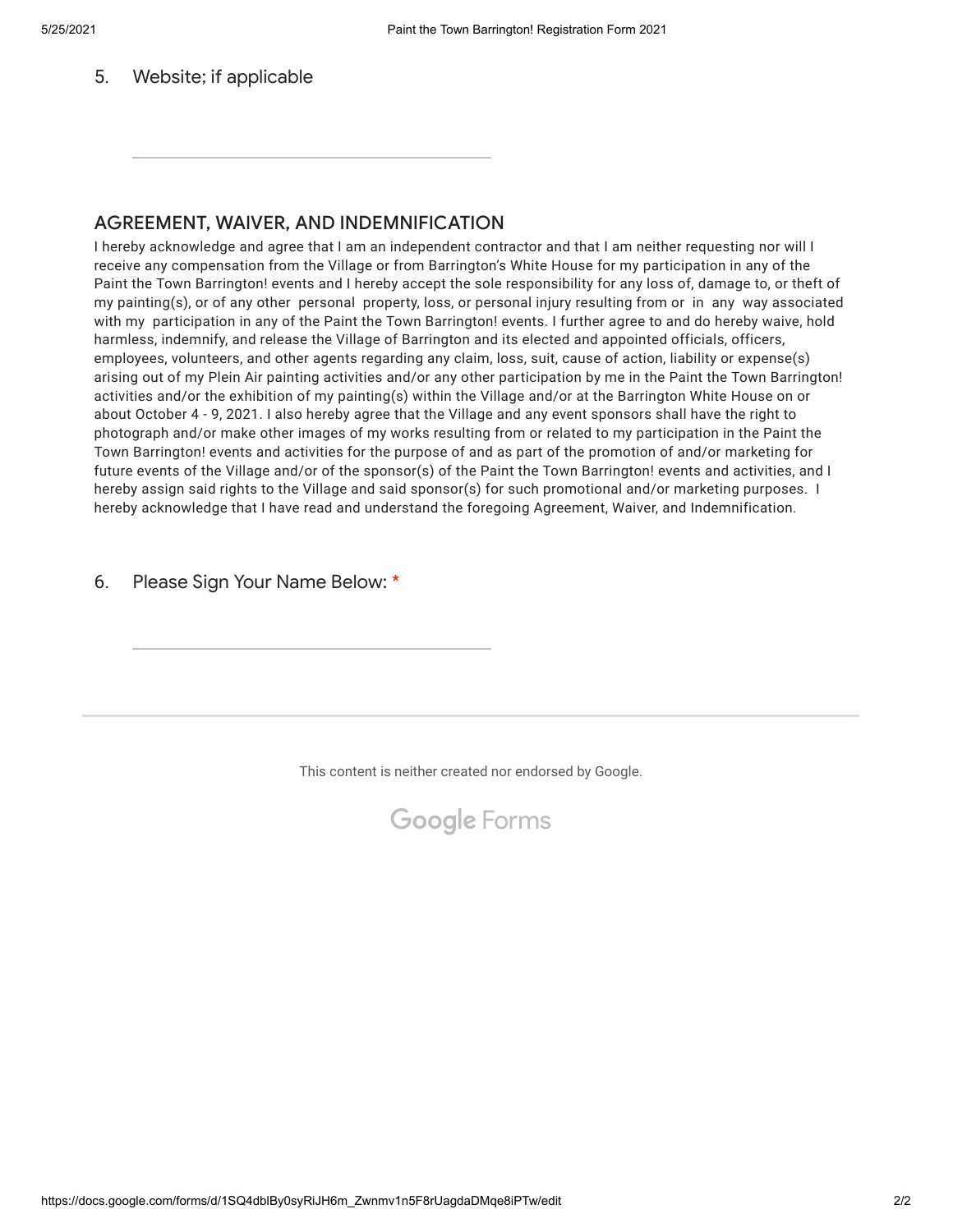5. Website; if applicable

## AGREEMENT, WAIVER, AND INDEMNIFICATION

I hereby acknowledge and agree that I am an independent contractor and that I am neither requesting nor will I receive any compensation from the Village or from Barrington's White House for my participation in any of the Paint the Town Barrington! events and I hereby accept the sole responsibility for any loss of, damage to, or theft of my painting(s), or of any other personal property, loss, or personal injury resulting from or in any way associated with my participation in any of the Paint the Town Barrington! events. I further agree to and do hereby waive, hold harmless, indemnify, and release the Village of Barrington and its elected and appointed officials, officers, employees, volunteers, and other agents regarding any claim, loss, suit, cause of action, liability or expense(s) arising out of my Plein Air painting activities and/or any other participation by me in the Paint the Town Barrington! activities and/or the exhibition of my painting(s) within the Village and/or at the Barrington White House on or about October 4 - 9, 2021. I also hereby agree that the Village and any event sponsors shall have the right to photograph and/or make other images of my works resulting from or related to my participation in the Paint the Town Barrington! events and activities for the purpose of and as part of the promotion of and/or marketing for future events of the Village and/or of the sponsor(s) of the Paint the Town Barrington! events and activities, and I hereby assign said rights to the Village and said sponsor(s) for such promotional and/or marketing purposes. I hereby acknowledge that I have read and understand the foregoing Agreement, Waiver, and Indemnification.

6. Please Sign Your Name Below: *

This content is neither created nor endorsed by Google.

Google Forms